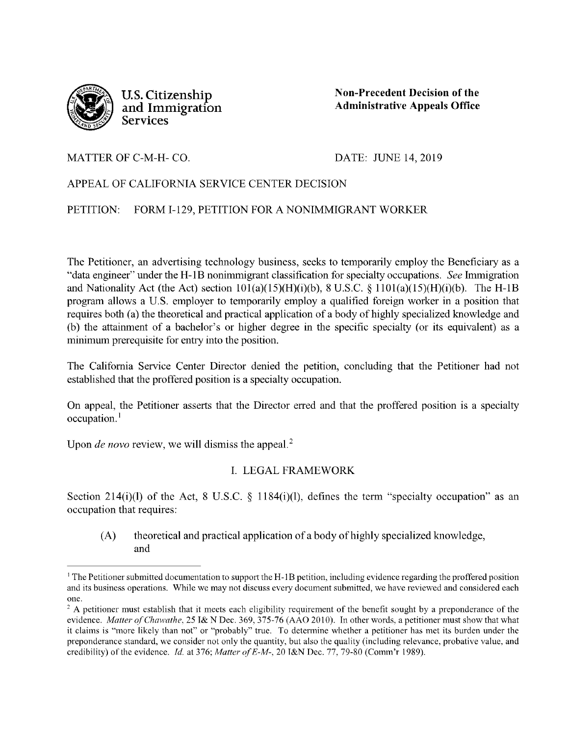U.S. Citizenship and Immigration Services

**Non-Precedent Decision of the Administrative Appeals Office**

MATTER OF C-M-H- CO.

DATE: JUNE 14, 2019

APPEAL OF CALIFORNIA SERVICE CENTER DECISION

PETITION: FORM I-129, PETITION FOR A NONIMMIGRANT WORKER

The Petitioner, an advertising technology business, seeks to temporarily employ the Beneficiary as a "data engineer" under the H-1B nonimmigrant classification for specialty occupations. *See* Immigration and Nationality Act (the Act) section 101(a)(15)(H)(i)(b), 8 U.S.C. § 1101(a)(15)(H)(i)(b). The H-1B program allows a U.S. employer to temporarily employ a qualified foreign worker in a position that requires both (a) the theoretical and practical application of a body of highly specialized knowledge and (b) the attainment of a bachelor's or higher degree in the specific specialty (or its equivalent) as a minimum prerequisite for entry into the position.

The California Service Center Director denied the petition, concluding that the Petitioner had not established that the proffered position is a specialty occupation.

On appeal, the Petitioner asserts that the Director erred and that the proffered position is a specialty occupation.[1]

Upon *de novo* review, we will dismiss the appeal.[2]

## I. LEGAL FRAMEWORK

Section 214(i)(l) of the Act, 8 U.S.C. § 1184(i)(l), defines the term "specialty occupation" as an occupation that requires:

(A) theoretical and practical application of a body of highly specialized knowledge, and

---

[1] The Petitioner submitted documentation to support the H-1B petition, including evidence regarding the proffered position and its business operations. While we may not discuss every document submitted, we have reviewed and considered each one.

[2] A petitioner must establish that it meets each eligibility requirement of the benefit sought by a preponderance of the evidence. *Matter of Chawathe*, 25 I& N Dec. 369, 375-76 (AAO 2010). In other words, a petitioner must show that what it claims is "more likely than not" or "probably" true. To determine whether a petitioner has met its burden under the preponderance standard, we consider not only the quantity, but also the quality (including relevance, probative value, and credibility) of the evidence. *Id.* at 376; *Matter of E-M-*, 20 I&N Dec. 77, 79-80 (Comm'r 1989).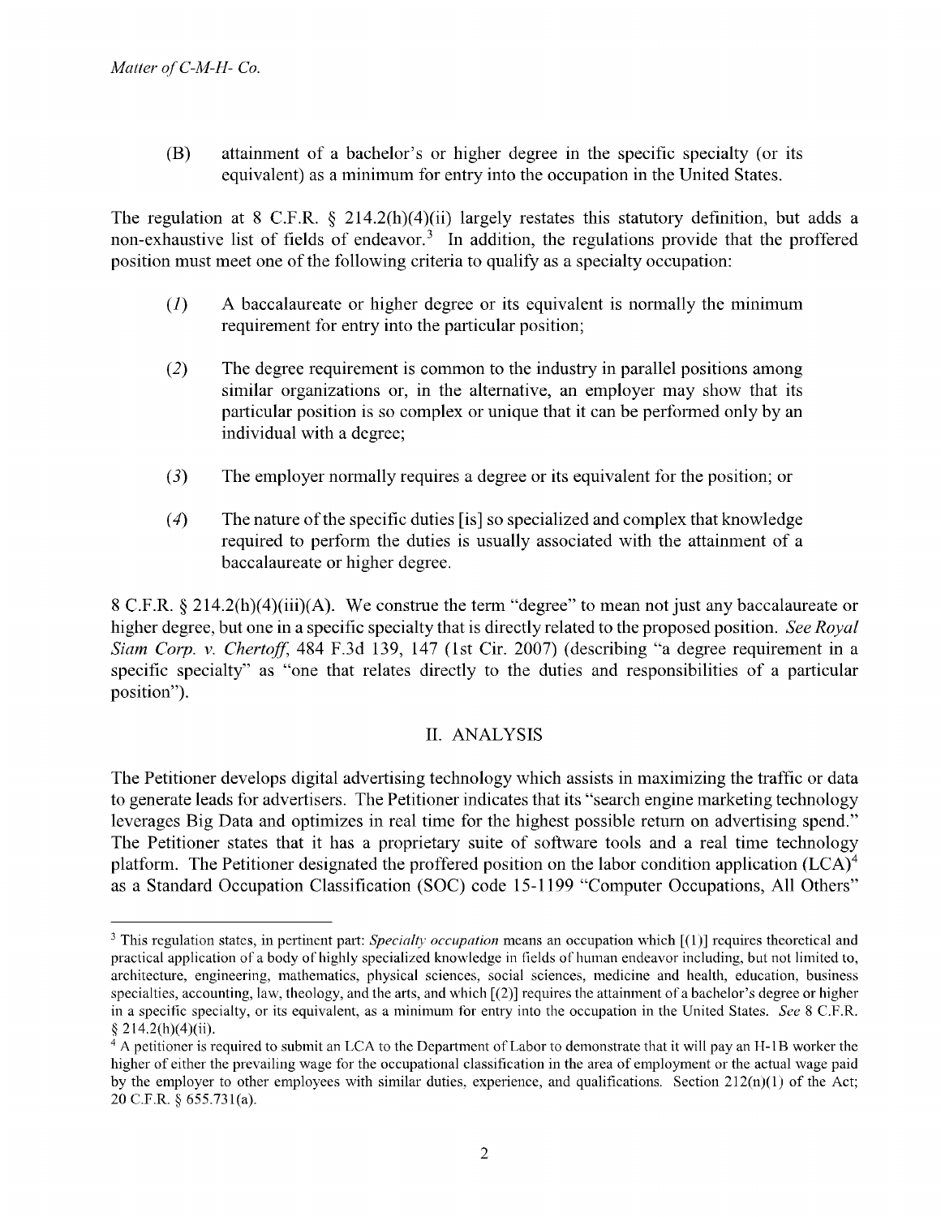(B) attainment of a bachelor's or higher degree in the specific specialty (or its equivalent) as a minimum for entry into the occupation in the United States.

The regulation at 8 C.F.R. § 214.2(h)(4)(ii) largely restates this statutory definition, but adds a non-exhaustive list of fields of endeavor.[3] In addition, the regulations provide that the proffered position must meet one of the following criteria to qualify as a specialty occupation:

(*1*) A baccalaureate or higher degree or its equivalent is normally the minimum requirement for entry into the particular position;

(*2*) The degree requirement is common to the industry in parallel positions among similar organizations or, in the alternative, an employer may show that its particular position is so complex or unique that it can be performed only by an individual with a degree;

(*3*) The employer normally requires a degree or its equivalent for the position; or

(*4*) The nature of the specific duties [is] so specialized and complex that knowledge required to perform the duties is usually associated with the attainment of a baccalaureate or higher degree.

8 C.F.R. § 214.2(h)(4)(iii)(A). We construe the term "degree" to mean not just any baccalaureate or higher degree, but one in a specific specialty that is directly related to the proposed position. *See Royal Siam Corp. v. Chertoff*, 484 F.3d 139, 147 (1st Cir. 2007) (describing "a degree requirement in a specific specialty" as "one that relates directly to the duties and responsibilities of a particular position").

## II. ANALYSIS

The Petitioner develops digital advertising technology which assists in maximizing the traffic or data to generate leads for advertisers. The Petitioner indicates that its "search engine marketing technology leverages Big Data and optimizes in real time for the highest possible return on advertising spend." The Petitioner states that it has a proprietary suite of software tools and a real time technology platform. The Petitioner designated the proffered position on the labor condition application (LCA)[4] as a Standard Occupation Classification (SOC) code 15-1199 "Computer Occupations, All Others"

---

[3] This regulation states, in pertinent part: *Specialty occupation* means an occupation which [(1)] requires theoretical and practical application of a body of highly specialized knowledge in fields of human endeavor including, but not limited to, architecture, engineering, mathematics, physical sciences, social sciences, medicine and health, education, business specialties, accounting, law, theology, and the arts, and which [(2)] requires the attainment of a bachelor's degree or higher in a specific specialty, or its equivalent, as a minimum for entry into the occupation in the United States. *See* 8 C.F.R. § 214.2(h)(4)(ii).

[4] A petitioner is required to submit an LCA to the Department of Labor to demonstrate that it will pay an H-1B worker the higher of either the prevailing wage for the occupational classification in the area of employment or the actual wage paid by the employer to other employees with similar duties, experience, and qualifications. Section 212(n)(1) of the Act; 20 C.F.R. § 655.731(a).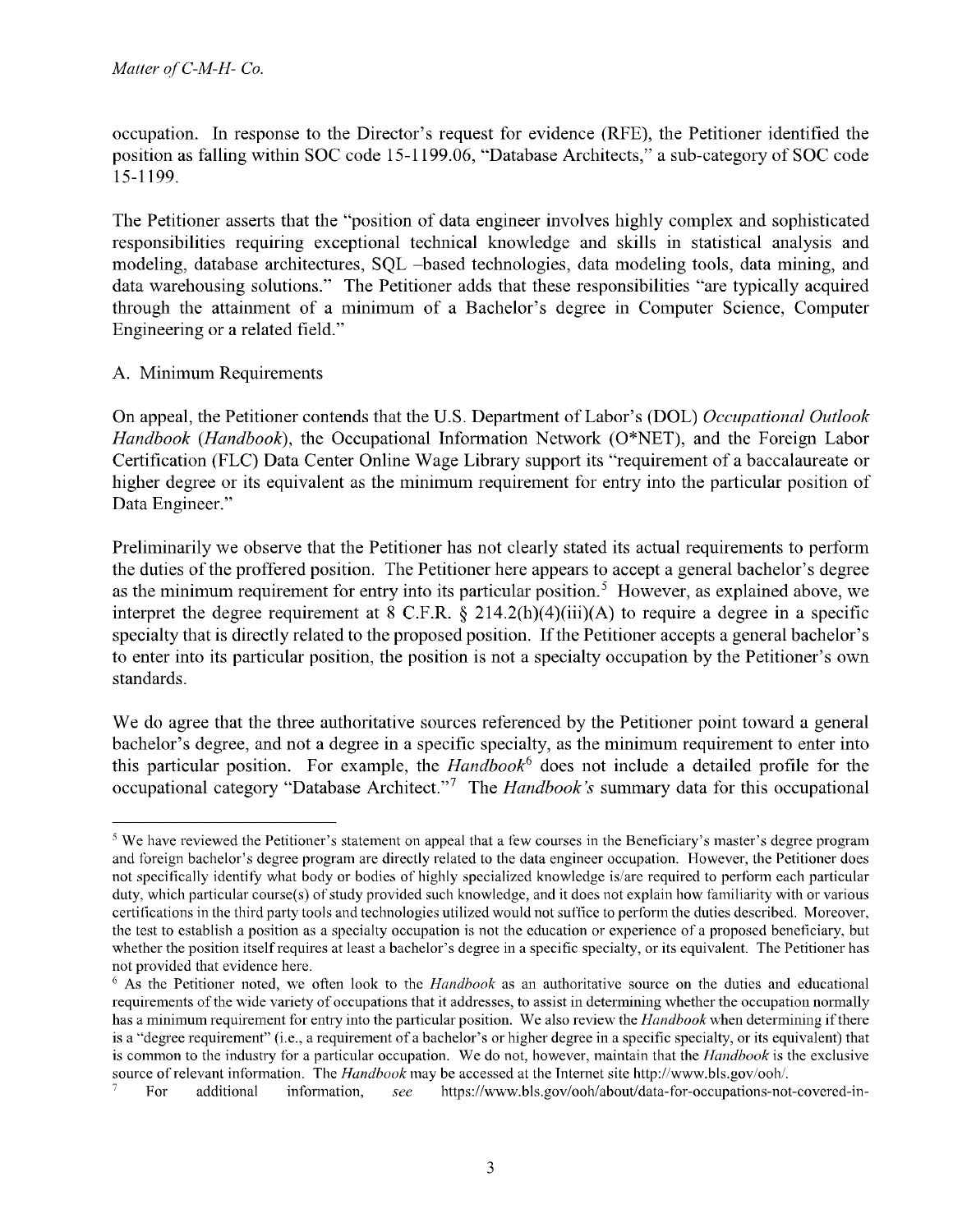occupation. In response to the Director's request for evidence (RFE), the Petitioner identified the position as falling within SOC code 15-1199.06, "Database Architects," a sub-category of SOC code 15-1199.

The Petitioner asserts that the "position of data engineer involves highly complex and sophisticated responsibilities requiring exceptional technical knowledge and skills in statistical analysis and modeling, database architectures, SQL –based technologies, data modeling tools, data mining, and data warehousing solutions." The Petitioner adds that these responsibilities "are typically acquired through the attainment of a minimum of a Bachelor's degree in Computer Science, Computer Engineering or a related field."

A. Minimum Requirements

On appeal, the Petitioner contends that the U.S. Department of Labor's (DOL) *Occupational Outlook Handbook (Handbook)*, the Occupational Information Network (O*NET), and the Foreign Labor Certification (FLC) Data Center Online Wage Library support its "requirement of a baccalaureate or higher degree or its equivalent as the minimum requirement for entry into the particular position of Data Engineer."

Preliminarily we observe that the Petitioner has not clearly stated its actual requirements to perform the duties of the proffered position. The Petitioner here appears to accept a general bachelor's degree as the minimum requirement for entry into its particular position.[5] However, as explained above, we interpret the degree requirement at 8 C.F.R. § 214.2(h)(4)(iii)(A) to require a degree in a specific specialty that is directly related to the proposed position. If the Petitioner accepts a general bachelor's to enter into its particular position, the position is not a specialty occupation by the Petitioner's own standards.

We do agree that the three authoritative sources referenced by the Petitioner point toward a general bachelor's degree, and not a degree in a specific specialty, as the minimum requirement to enter into this particular position. For example, the *Handbook*[6] does not include a detailed profile for the occupational category "Database Architect."[7] The *Handbook's* summary data for this occupational

---

[5] We have reviewed the Petitioner's statement on appeal that a few courses in the Beneficiary's master's degree program and foreign bachelor's degree program are directly related to the data engineer occupation. However, the Petitioner does not specifically identify what body or bodies of highly specialized knowledge is/are required to perform each particular duty, which particular course(s) of study provided such knowledge, and it does not explain how familiarity with or various certifications in the third party tools and technologies utilized would not suffice to perform the duties described. Moreover, the test to establish a position as a specialty occupation is not the education or experience of a proposed beneficiary, but whether the position itself requires at least a bachelor's degree in a specific specialty, or its equivalent. The Petitioner has not provided that evidence here.

[6] As the Petitioner noted, we often look to the *Handbook* as an authoritative source on the duties and educational requirements of the wide variety of occupations that it addresses, to assist in determining whether the occupation normally has a minimum requirement for entry into the particular position. We also review the *Handbook* when determining if there is a "degree requirement" (i.e., a requirement of a bachelor's or higher degree in a specific specialty, or its equivalent) that is common to the industry for a particular occupation. We do not, however, maintain that the *Handbook* is the exclusive source of relevant information. The *Handbook* may be accessed at the Internet site http://www.bls.gov/ooh/.

[7] For additional information, *see* https://www.bls.gov/ooh/about/data-for-occupations-not-covered-in-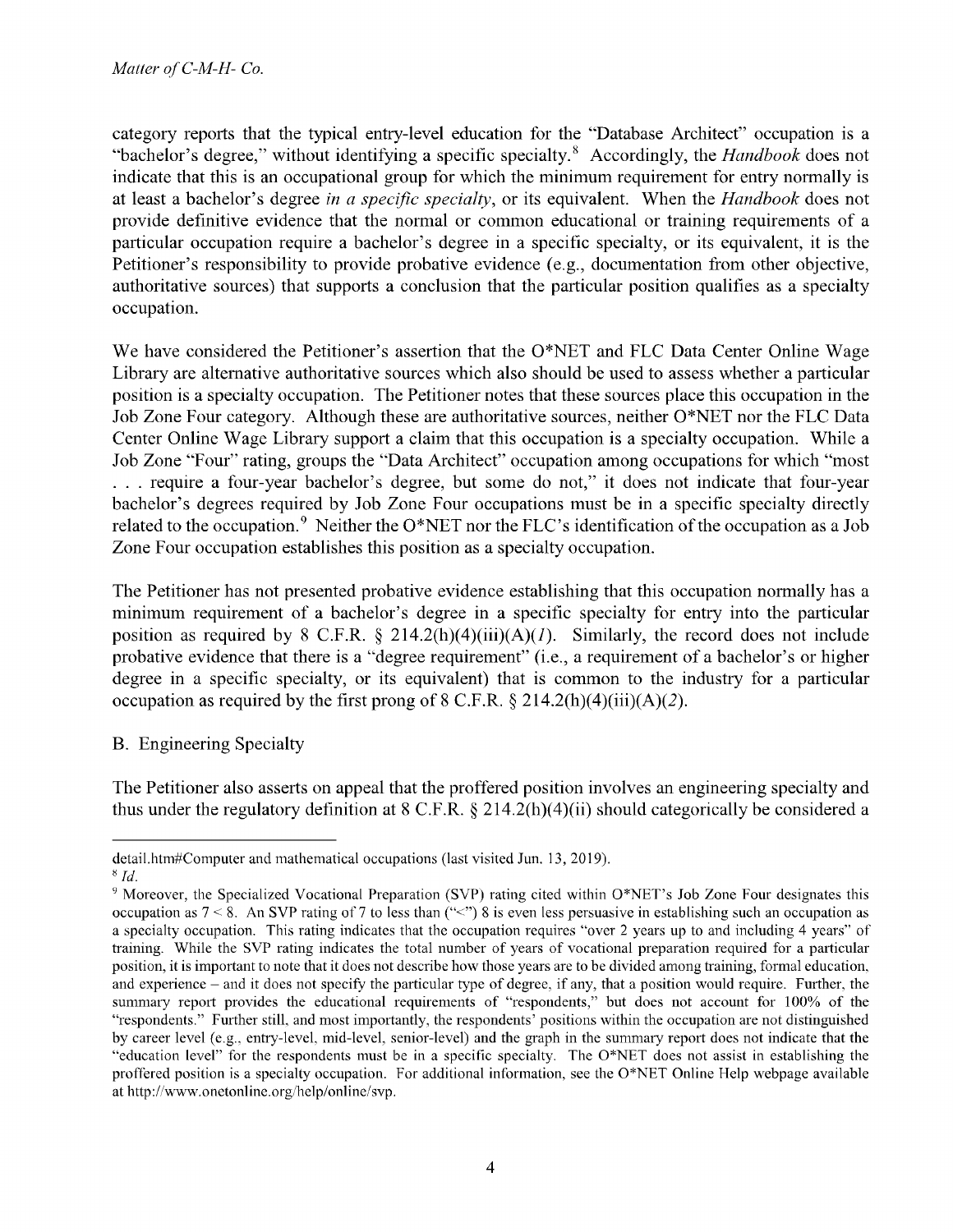category reports that the typical entry-level education for the "Database Architect" occupation is a "bachelor's degree," without identifying a specific specialty.[8] Accordingly, the *Handbook* does not indicate that this is an occupational group for which the minimum requirement for entry normally is at least a bachelor's degree *in a specific specialty*, or its equivalent. When the *Handbook* does not provide definitive evidence that the normal or common educational or training requirements of a particular occupation require a bachelor's degree in a specific specialty, or its equivalent, it is the Petitioner's responsibility to provide probative evidence (e.g., documentation from other objective, authoritative sources) that supports a conclusion that the particular position qualifies as a specialty occupation.

We have considered the Petitioner's assertion that the O*NET and FLC Data Center Online Wage Library are alternative authoritative sources which also should be used to assess whether a particular position is a specialty occupation. The Petitioner notes that these sources place this occupation in the Job Zone Four category. Although these are authoritative sources, neither O*NET nor the FLC Data Center Online Wage Library support a claim that this occupation is a specialty occupation. While a Job Zone "Four" rating, groups the "Data Architect" occupation among occupations for which "most . . . require a four-year bachelor's degree, but some do not," it does not indicate that four-year bachelor's degrees required by Job Zone Four occupations must be in a specific specialty directly related to the occupation.[9] Neither the O*NET nor the FLC's identification of the occupation as a Job Zone Four occupation establishes this position as a specialty occupation.

The Petitioner has not presented probative evidence establishing that this occupation normally has a minimum requirement of a bachelor's degree in a specific specialty for entry into the particular position as required by 8 C.F.R. § 214.2(h)(4)(iii)(A)(*1*). Similarly, the record does not include probative evidence that there is a "degree requirement" (i.e., a requirement of a bachelor's or higher degree in a specific specialty, or its equivalent) that is common to the industry for a particular occupation as required by the first prong of 8 C.F.R. § 214.2(h)(4)(iii)(A)(*2*).

## B. Engineering Specialty

The Petitioner also asserts on appeal that the proffered position involves an engineering specialty and thus under the regulatory definition at 8 C.F.R. § 214.2(h)(4)(ii) should categorically be considered a

---

detail.htm#Computer and mathematical occupations (last visited Jun. 13, 2019).

[8] *Id.*

[9] Moreover, the Specialized Vocational Preparation (SVP) rating cited within O*NET's Job Zone Four designates this occupation as 7 < 8. An SVP rating of 7 to less than ("<") 8 is even less persuasive in establishing such an occupation as a specialty occupation. This rating indicates that the occupation requires "over 2 years up to and including 4 years" of training. While the SVP rating indicates the total number of years of vocational preparation required for a particular position, it is important to note that it does not describe how those years are to be divided among training, formal education, and experience – and it does not specify the particular type of degree, if any, that a position would require. Further, the summary report provides the educational requirements of "respondents," but does not account for 100% of the "respondents." Further still, and most importantly, the respondents' positions within the occupation are not distinguished by career level (e.g., entry-level, mid-level, senior-level) and the graph in the summary report does not indicate that the "education level" for the respondents must be in a specific specialty. The O*NET does not assist in establishing the proffered position is a specialty occupation. For additional information, see the O*NET Online Help webpage available at http://www.onetonline.org/help/online/svp.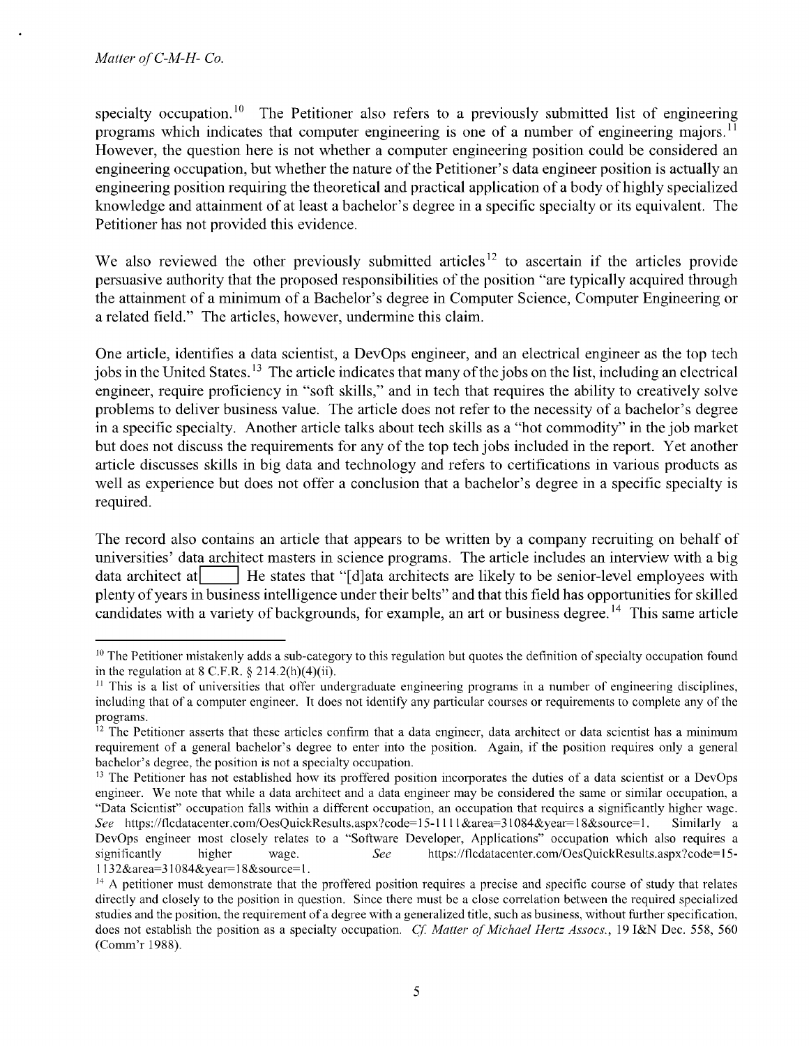specialty occupation.[10] The Petitioner also refers to a previously submitted list of engineering programs which indicates that computer engineering is one of a number of engineering majors.[11] However, the question here is not whether a computer engineering position could be considered an engineering occupation, but whether the nature of the Petitioner's data engineer position is actually an engineering position requiring the theoretical and practical application of a body of highly specialized knowledge and attainment of at least a bachelor's degree in a specific specialty or its equivalent. The Petitioner has not provided this evidence.

We also reviewed the other previously submitted articles[12] to ascertain if the articles provide persuasive authority that the proposed responsibilities of the position "are typically acquired through the attainment of a minimum of a Bachelor's degree in Computer Science, Computer Engineering or a related field." The articles, however, undermine this claim.

One article, identifies a data scientist, a DevOps engineer, and an electrical engineer as the top tech jobs in the United States.[13] The article indicates that many of the jobs on the list, including an electrical engineer, require proficiency in "soft skills," and in tech that requires the ability to creatively solve problems to deliver business value. The article does not refer to the necessity of a bachelor's degree in a specific specialty. Another article talks about tech skills as a "hot commodity" in the job market but does not discuss the requirements for any of the top tech jobs included in the report. Yet another article discusses skills in big data and technology and refers to certifications in various products as well as experience but does not offer a conclusion that a bachelor's degree in a specific specialty is required.

The record also contains an article that appears to be written by a company recruiting on behalf of universities' data architect masters in science programs. The article includes an interview with a big data architect at [ ] He states that "[d]ata architects are likely to be senior-level employees with plenty of years in business intelligence under their belts" and that this field has opportunities for skilled candidates with a variety of backgrounds, for example, an art or business degree.[14] This same article

---

[10] The Petitioner mistakenly adds a sub-category to this regulation but quotes the definition of specialty occupation found in the regulation at 8 C.F.R. § 214.2(h)(4)(ii).

[11] This is a list of universities that offer undergraduate engineering programs in a number of engineering disciplines, including that of a computer engineer. It does not identify any particular courses or requirements to complete any of the programs.

[12] The Petitioner asserts that these articles confirm that a data engineer, data architect or data scientist has a minimum requirement of a general bachelor's degree to enter into the position. Again, if the position requires only a general bachelor's degree, the position is not a specialty occupation.

[13] The Petitioner has not established how its proffered position incorporates the duties of a data scientist or a DevOps engineer. We note that while a data architect and a data engineer may be considered the same or similar occupation, a "Data Scientist" occupation falls within a different occupation, an occupation that requires a significantly higher wage. *See* https://flcdatacenter.com/OesQuickResults.aspx?code=15-1111&area=31084&year=18&source=1. Similarly a DevOps engineer most closely relates to a "Software Developer, Applications" occupation which also requires a significantly higher wage. *See* https://flcdatacenter.com/OesQuickResults.aspx?code=15-1132&area=31084&year=18&source=1.

[14] A petitioner must demonstrate that the proffered position requires a precise and specific course of study that relates directly and closely to the position in question. Since there must be a close correlation between the required specialized studies and the position, the requirement of a degree with a generalized title, such as business, without further specification, does not establish the position as a specialty occupation. *Cf. Matter of Michael Hertz Assocs.*, 19 I&N Dec. 558, 560 (Comm'r 1988).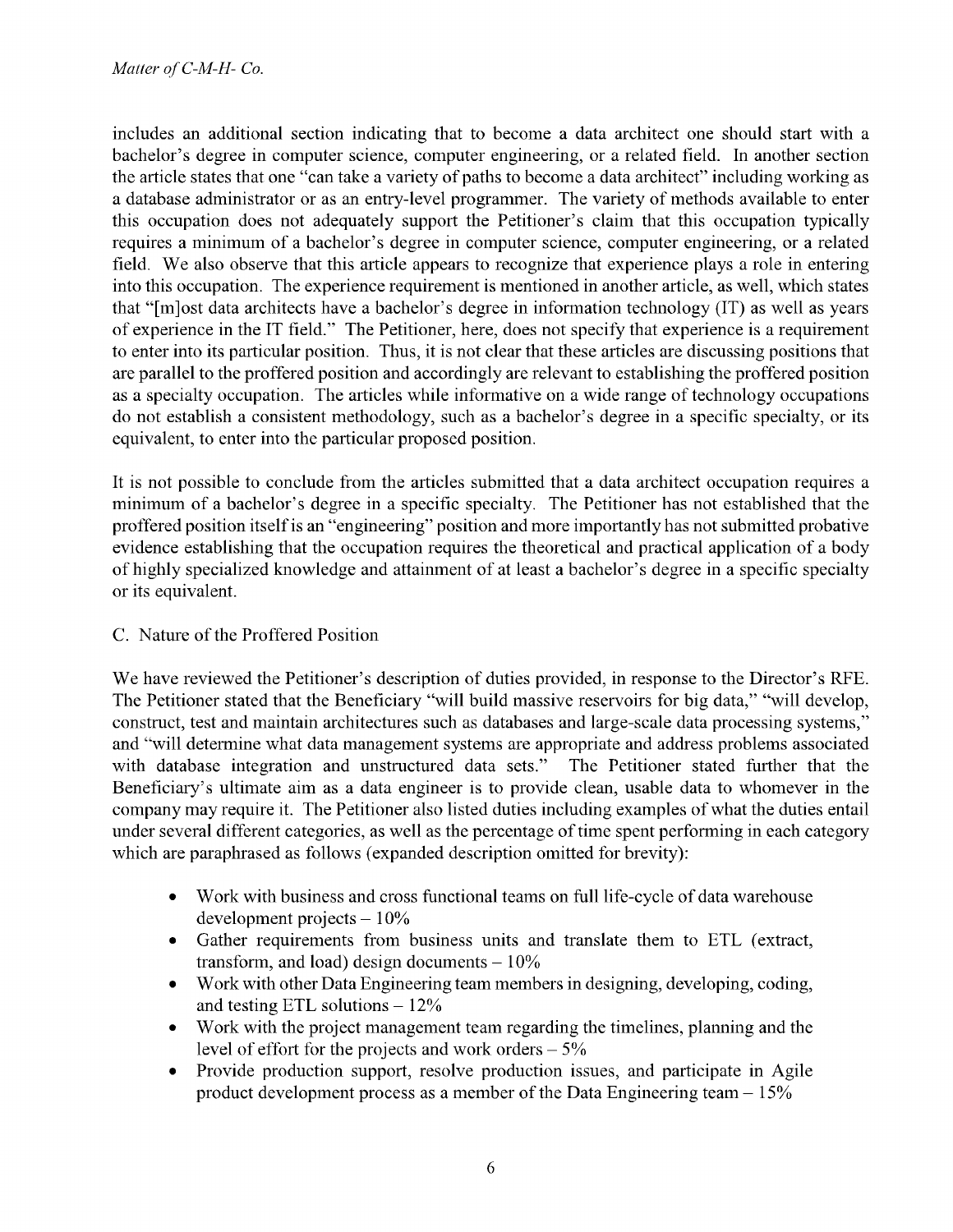includes an additional section indicating that to become a data architect one should start with a bachelor's degree in computer science, computer engineering, or a related field. In another section the article states that one "can take a variety of paths to become a data architect" including working as a database administrator or as an entry-level programmer. The variety of methods available to enter this occupation does not adequately support the Petitioner's claim that this occupation typically requires a minimum of a bachelor's degree in computer science, computer engineering, or a related field. We also observe that this article appears to recognize that experience plays a role in entering into this occupation. The experience requirement is mentioned in another article, as well, which states that "[m]ost data architects have a bachelor's degree in information technology (IT) as well as years of experience in the IT field." The Petitioner, here, does not specify that experience is a requirement to enter into its particular position. Thus, it is not clear that these articles are discussing positions that are parallel to the proffered position and accordingly are relevant to establishing the proffered position as a specialty occupation. The articles while informative on a wide range of technology occupations do not establish a consistent methodology, such as a bachelor's degree in a specific specialty, or its equivalent, to enter into the particular proposed position.

It is not possible to conclude from the articles submitted that a data architect occupation requires a minimum of a bachelor's degree in a specific specialty. The Petitioner has not established that the proffered position itself is an "engineering" position and more importantly has not submitted probative evidence establishing that the occupation requires the theoretical and practical application of a body of highly specialized knowledge and attainment of at least a bachelor's degree in a specific specialty or its equivalent.

C. Nature of the Proffered Position

We have reviewed the Petitioner's description of duties provided, in response to the Director's RFE. The Petitioner stated that the Beneficiary "will build massive reservoirs for big data," "will develop, construct, test and maintain architectures such as databases and large-scale data processing systems," and "will determine what data management systems are appropriate and address problems associated with database integration and unstructured data sets." The Petitioner stated further that the Beneficiary's ultimate aim as a data engineer is to provide clean, usable data to whomever in the company may require it. The Petitioner also listed duties including examples of what the duties entail under several different categories, as well as the percentage of time spent performing in each category which are paraphrased as follows (expanded description omitted for brevity):

- Work with business and cross functional teams on full life-cycle of data warehouse development projects – 10%
- Gather requirements from business units and translate them to ETL (extract, transform, and load) design documents – 10%
- Work with other Data Engineering team members in designing, developing, coding, and testing ETL solutions – 12%
- Work with the project management team regarding the timelines, planning and the level of effort for the projects and work orders – 5%
- Provide production support, resolve production issues, and participate in Agile product development process as a member of the Data Engineering team – 15%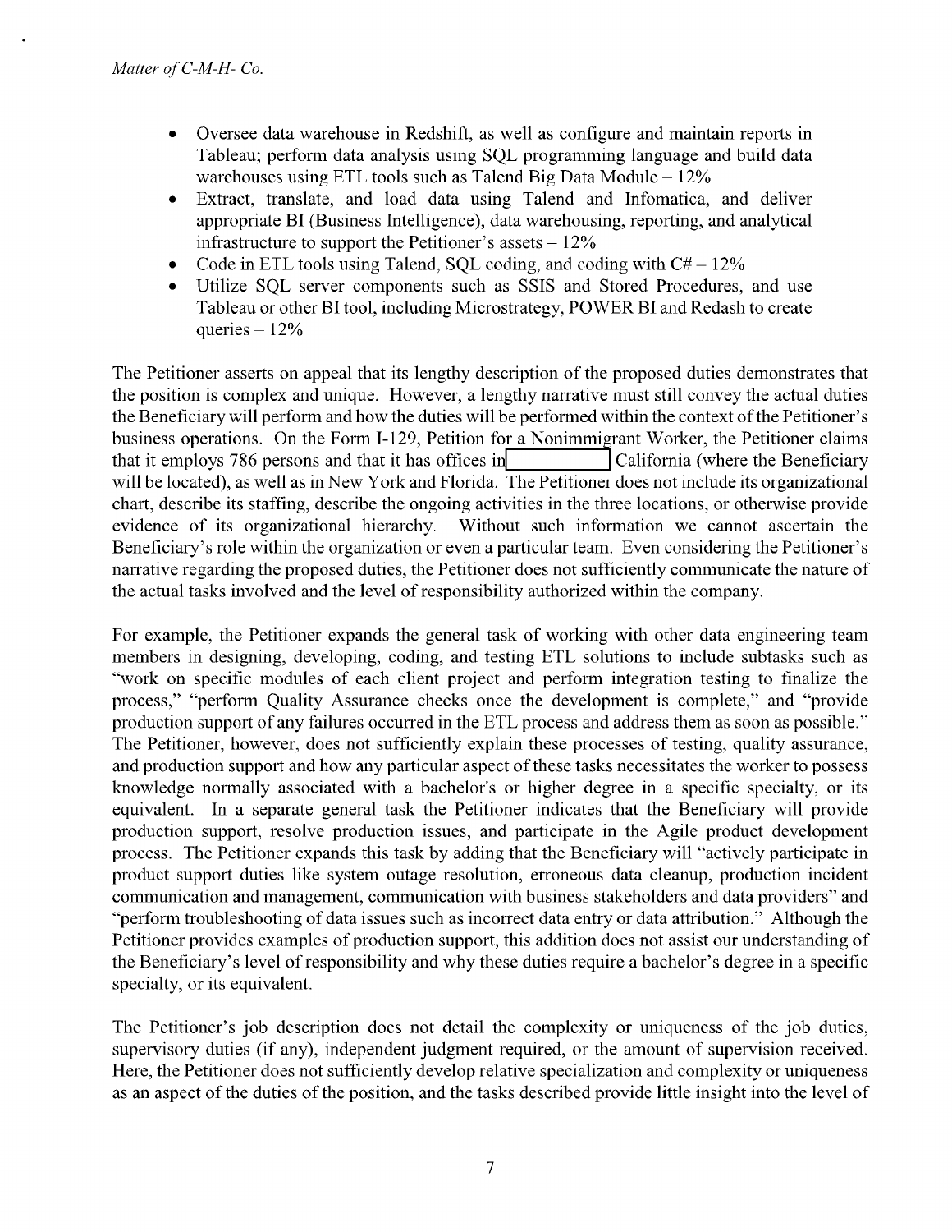- Oversee data warehouse in Redshift, as well as configure and maintain reports in Tableau; perform data analysis using SQL programming language and build data warehouses using ETL tools such as Talend Big Data Module – 12%
- Extract, translate, and load data using Talend and Infomatica, and deliver appropriate BI (Business Intelligence), data warehousing, reporting, and analytical infrastructure to support the Petitioner's assets – 12%
- Code in ETL tools using Talend, SQL coding, and coding with C# – 12%
- Utilize SQL server components such as SSIS and Stored Procedures, and use Tableau or other BI tool, including Microstrategy, POWER BI and Redash to create queries – 12%

The Petitioner asserts on appeal that its lengthy description of the proposed duties demonstrates that the position is complex and unique. However, a lengthy narrative must still convey the actual duties the Beneficiary will perform and how the duties will be performed within the context of the Petitioner's business operations. On the Form I-129, Petition for a Nonimmigrant Worker, the Petitioner claims that it employs 786 persons and that it has offices in [ ] California (where the Beneficiary will be located), as well as in New York and Florida. The Petitioner does not include its organizational chart, describe its staffing, describe the ongoing activities in the three locations, or otherwise provide evidence of its organizational hierarchy. Without such information we cannot ascertain the Beneficiary's role within the organization or even a particular team. Even considering the Petitioner's narrative regarding the proposed duties, the Petitioner does not sufficiently communicate the nature of the actual tasks involved and the level of responsibility authorized within the company.

For example, the Petitioner expands the general task of working with other data engineering team members in designing, developing, coding, and testing ETL solutions to include subtasks such as "work on specific modules of each client project and perform integration testing to finalize the process," "perform Quality Assurance checks once the development is complete," and "provide production support of any failures occurred in the ETL process and address them as soon as possible." The Petitioner, however, does not sufficiently explain these processes of testing, quality assurance, and production support and how any particular aspect of these tasks necessitates the worker to possess knowledge normally associated with a bachelor's or higher degree in a specific specialty, or its equivalent. In a separate general task the Petitioner indicates that the Beneficiary will provide production support, resolve production issues, and participate in the Agile product development process. The Petitioner expands this task by adding that the Beneficiary will "actively participate in product support duties like system outage resolution, erroneous data cleanup, production incident communication and management, communication with business stakeholders and data providers" and "perform troubleshooting of data issues such as incorrect data entry or data attribution." Although the Petitioner provides examples of production support, this addition does not assist our understanding of the Beneficiary's level of responsibility and why these duties require a bachelor's degree in a specific specialty, or its equivalent.

The Petitioner's job description does not detail the complexity or uniqueness of the job duties, supervisory duties (if any), independent judgment required, or the amount of supervision received. Here, the Petitioner does not sufficiently develop relative specialization and complexity or uniqueness as an aspect of the duties of the position, and the tasks described provide little insight into the level of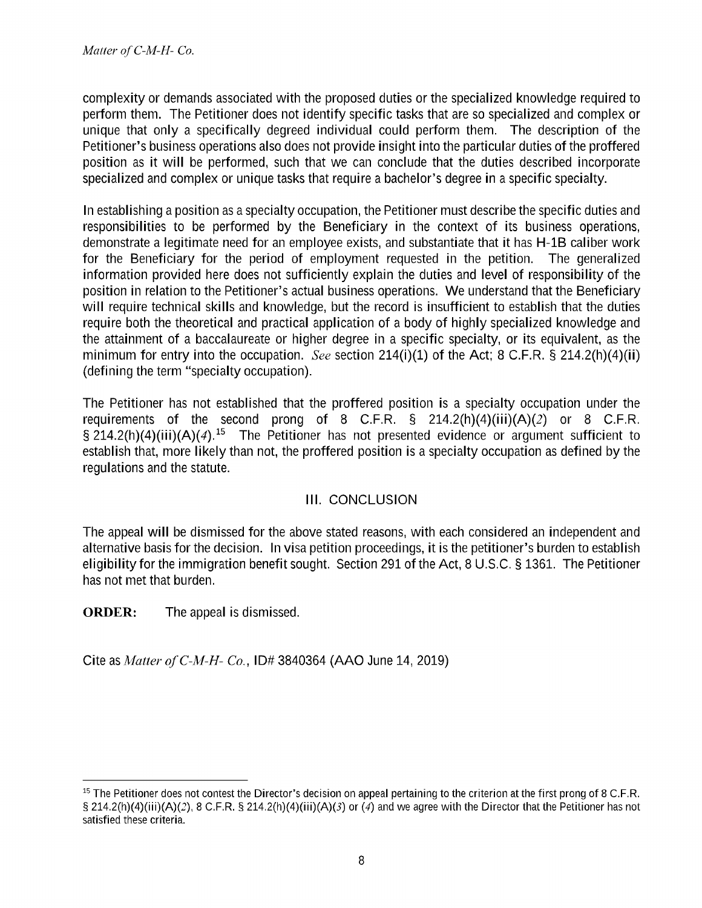complexity or demands associated with the proposed duties or the specialized knowledge required to perform them. The Petitioner does not identify specific tasks that are so specialized and complex or unique that only a specifically degreed individual could perform them. The description of the Petitioner's business operations also does not provide insight into the particular duties of the proffered position as it will be performed, such that we can conclude that the duties described incorporate specialized and complex or unique tasks that require a bachelor's degree in a specific specialty.

In establishing a position as a specialty occupation, the Petitioner must describe the specific duties and responsibilities to be performed by the Beneficiary in the context of its business operations, demonstrate a legitimate need for an employee exists, and substantiate that it has H-1B caliber work for the Beneficiary for the period of employment requested in the petition. The generalized information provided here does not sufficiently explain the duties and level of responsibility of the position in relation to the Petitioner's actual business operations. We understand that the Beneficiary will require technical skills and knowledge, but the record is insufficient to establish that the duties require both the theoretical and practical application of a body of highly specialized knowledge and the attainment of a baccalaureate or higher degree in a specific specialty, or its equivalent, as the minimum for entry into the occupation. *See* section 214(i)(1) of the Act; 8 C.F.R. § 214.2(h)(4)(ii) (defining the term "specialty occupation).

The Petitioner has not established that the proffered position is a specialty occupation under the requirements of the second prong of 8 C.F.R. § 214.2(h)(4)(iii)(A)(*2*) or 8 C.F.R. § 214.2(h)(4)(iii)(A)(*4*).[15] The Petitioner has not presented evidence or argument sufficient to establish that, more likely than not, the proffered position is a specialty occupation as defined by the regulations and the statute.

## III. CONCLUSION

The appeal will be dismissed for the above stated reasons, with each considered an independent and alternative basis for the decision. In visa petition proceedings, it is the petitioner's burden to establish eligibility for the immigration benefit sought. Section 291 of the Act, 8 U.S.C. § 1361. The Petitioner has not met that burden.

**ORDER:** The appeal is dismissed.

Cite as *Matter of C-M-H- Co.*, ID# 3840364 (AAO June 14, 2019)

---

[15] The Petitioner does not contest the Director's decision on appeal pertaining to the criterion at the first prong of 8 C.F.R. § 214.2(h)(4)(iii)(A)(*2*), 8 C.F.R. § 214.2(h)(4)(iii)(A)(*3*) or (*4*) and we agree with the Director that the Petitioner has not satisfied these criteria.